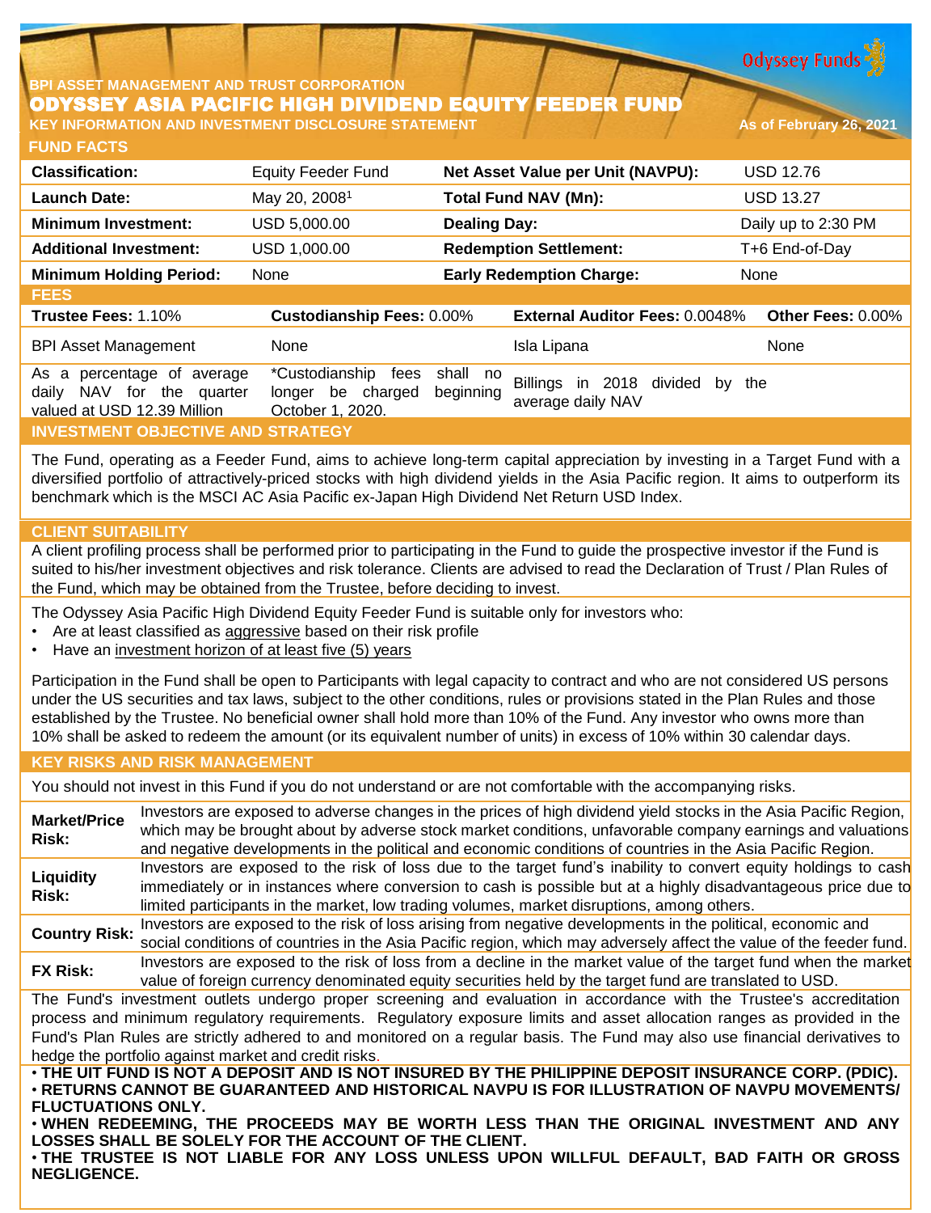BPI ASSET MANAGEMENT AND TRUST CORPORATION

# ODYSSEY ASIA PACIFIC HIGH DIVIDEND EQUITY FEEDER FUND

**KEY INFORMATION AND INVESTMENT DISCLOSURE STATEMENT**

As of February 26, 2021

## FUND FACTS

| | | | |
|---|---|---|---|
| **Classification:** | Equity Feeder Fund | **Net Asset Value per Unit (NAVPU):** | USD 12.76 |
| **Launch Date:** | May 20, 2008[1] | **Total Fund NAV (Mn):** | USD 13.27 |
| **Minimum Investment:** | USD 5,000.00 | **Dealing Day:** | Daily up to 2:30 PM |
| **Additional Investment:** | USD 1,000.00 | **Redemption Settlement:** | T+6 End-of-Day |
| **Minimum Holding Period:** | None | **Early Redemption Charge:** | None |

## FEES

| **Trustee Fees:** 1.10% | **Custodianship Fees:** 0.00% | **External Auditor Fees:** 0.0048% | **Other Fees:** 0.00% |
|---|---|---|---|
| BPI Asset Management | None | Isla Lipana | None |
| As a percentage of average daily NAV for the quarter valued at USD 12.39 Million | *Custodianship fees shall no longer be charged beginning October 1, 2020. | Billings in 2018 divided by the average daily NAV | |

## INVESTMENT OBJECTIVE AND STRATEGY

The Fund, operating as a Feeder Fund, aims to achieve long-term capital appreciation by investing in a Target Fund with a diversified portfolio of attractively-priced stocks with high dividend yields in the Asia Pacific region. It aims to outperform its benchmark which is the MSCI AC Asia Pacific ex-Japan High Dividend Net Return USD Index.

## CLIENT SUITABILITY

A client profiling process shall be performed prior to participating in the Fund to guide the prospective investor if the Fund is suited to his/her investment objectives and risk tolerance. Clients are advised to read the Declaration of Trust / Plan Rules of the Fund, which may be obtained from the Trustee, before deciding to invest.

The Odyssey Asia Pacific High Dividend Equity Feeder Fund is suitable only for investors who:

- Are at least classified as aggressive based on their risk profile
- Have an investment horizon of at least five (5) years

Participation in the Fund shall be open to Participants with legal capacity to contract and who are not considered US persons under the US securities and tax laws, subject to the other conditions, rules or provisions stated in the Plan Rules and those established by the Trustee. No beneficial owner shall hold more than 10% of the Fund. Any investor who owns more than 10% shall be asked to redeem the amount (or its equivalent number of units) in excess of 10% within 30 calendar days.

## KEY RISKS AND RISK MANAGEMENT

You should not invest in this Fund if you do not understand or are not comfortable with the accompanying risks.

| | |
|---|---|
| **Market/Price Risk:** | Investors are exposed to adverse changes in the prices of high dividend yield stocks in the Asia Pacific Region, which may be brought about by adverse stock market conditions, unfavorable company earnings and valuations and negative developments in the political and economic conditions of countries in the Asia Pacific Region. |
| **Liquidity Risk:** | Investors are exposed to the risk of loss due to the target fund's inability to convert equity holdings to cash immediately or in instances where conversion to cash is possible but at a highly disadvantageous price due to limited participants in the market, low trading volumes, market disruptions, among others. |
| **Country Risk:** | Investors are exposed to the risk of loss arising from negative developments in the political, economic and social conditions of countries in the Asia Pacific region, which may adversely affect the value of the feeder fund. |
| **FX Risk:** | Investors are exposed to the risk of loss from a decline in the market value of the target fund when the market value of foreign currency denominated equity securities held by the target fund are translated to USD. |

The Fund's investment outlets undergo proper screening and evaluation in accordance with the Trustee's accreditation process and minimum regulatory requirements. Regulatory exposure limits and asset allocation ranges as provided in the Fund's Plan Rules are strictly adhered to and monitored on a regular basis. The Fund may also use financial derivatives to hedge the portfolio against market and credit risks.

- **THE UIT FUND IS NOT A DEPOSIT AND IS NOT INSURED BY THE PHILIPPINE DEPOSIT INSURANCE CORP. (PDIC).**
- **RETURNS CANNOT BE GUARANTEED AND HISTORICAL NAVPU IS FOR ILLUSTRATION OF NAVPU MOVEMENTS/ FLUCTUATIONS ONLY.**
- **WHEN REDEEMING, THE PROCEEDS MAY BE WORTH LESS THAN THE ORIGINAL INVESTMENT AND ANY LOSSES SHALL BE SOLELY FOR THE ACCOUNT OF THE CLIENT.**
- **THE TRUSTEE IS NOT LIABLE FOR ANY LOSS UNLESS UPON WILLFUL DEFAULT, BAD FAITH OR GROSS NEGLIGENCE.**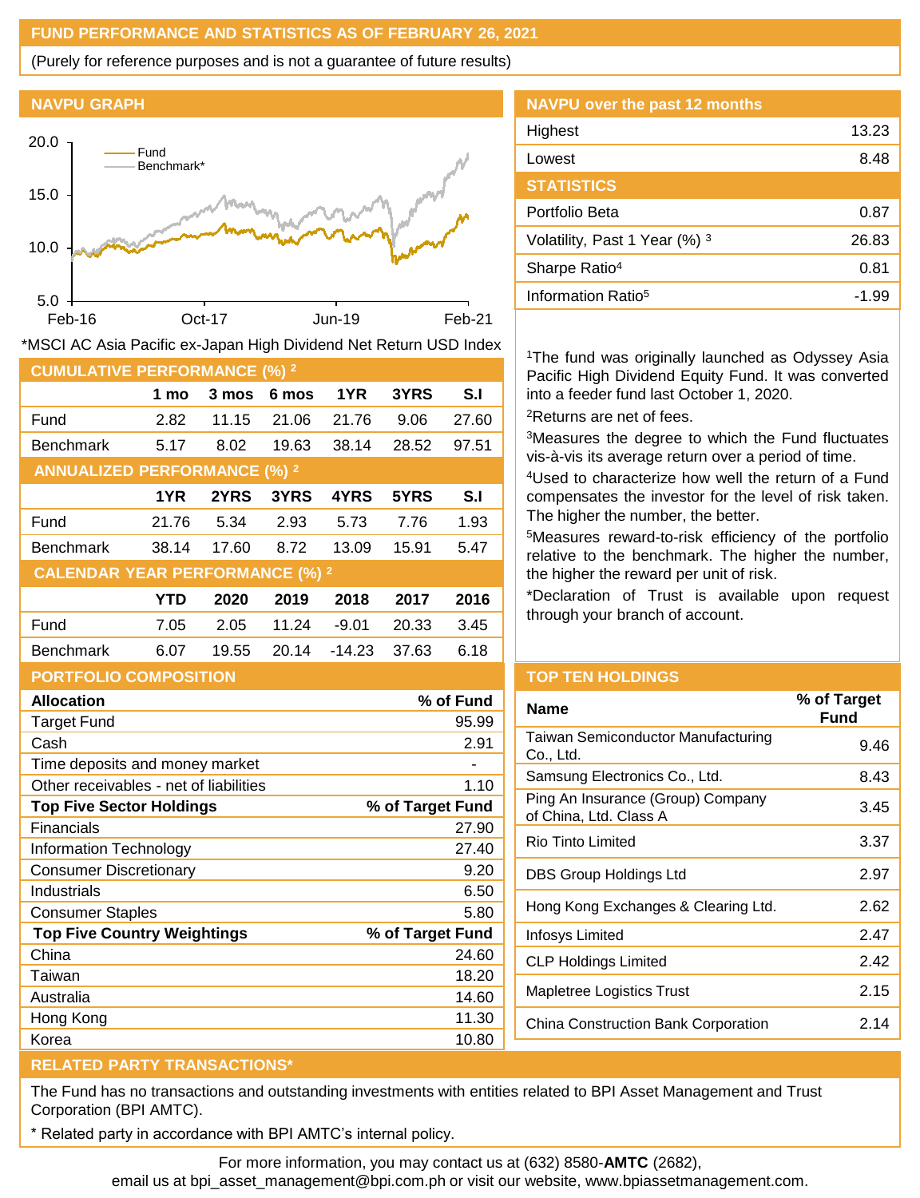## FUND PERFORMANCE AND STATISTICS AS OF FEBRUARY 26, 2021

(Purely for reference purposes and is not a guarantee of future results)

### NAVPU GRAPH

*MSCI AC Asia Pacific ex-Japan High Dividend Net Return USD Index

### NAVPU over the past 12 months

| | |
|---|---|
| Highest | 13.23 |
| Lowest | 8.48 |

### STATISTICS

| | |
|---|---|
| Portfolio Beta | 0.87 |
| Volatility, Past 1 Year (%) [3] | 26.83 |
| Sharpe Ratio[4] | 0.81 |
| Information Ratio[5] | -1.99 |

### CUMULATIVE PERFORMANCE (%) [2]

| | 1 mo | 3 mos | 6 mos | 1YR | 3YRS | S.I |
|---|---|---|---|---|---|---|
| Fund | 2.82 | 11.15 | 21.06 | 21.76 | 9.06 | 27.60 |
| Benchmark | 5.17 | 8.02 | 19.63 | 38.14 | 28.52 | 97.51 |

### ANNUALIZED PERFORMANCE (%) [2]

| | 1YR | 2YRS | 3YRS | 4YRS | 5YRS | S.I |
|---|---|---|---|---|---|---|
| Fund | 21.76 | 5.34 | 2.93 | 5.73 | 7.76 | 1.93 |
| Benchmark | 38.14 | 17.60 | 8.72 | 13.09 | 15.91 | 5.47 |

### CALENDAR YEAR PERFORMANCE (%) [2]

| | YTD | 2020 | 2019 | 2018 | 2017 | 2016 |
|---|---|---|---|---|---|---|
| Fund | 7.05 | 2.05 | 11.24 | -9.01 | 20.33 | 3.45 |
| Benchmark | 6.07 | 19.55 | 20.14 | -14.23 | 37.63 | 6.18 |

[1]The fund was originally launched as Odyssey Asia Pacific High Dividend Equity Fund. It was converted into a feeder fund last October 1, 2020.

[2]Returns are net of fees.

[3]Measures the degree to which the Fund fluctuates vis-à-vis its average return over a period of time.

[4]Used to characterize how well the return of a Fund compensates the investor for the level of risk taken. The higher the number, the better.

[5]Measures reward-to-risk efficiency of the portfolio relative to the benchmark. The higher the number, the higher the reward per unit of risk.

*Declaration of Trust is available upon request through your branch of account.

### PORTFOLIO COMPOSITION

| **Allocation** | **% of Fund** |
|---|---|
| Target Fund | 95.99 |
| Cash | 2.91 |
| Time deposits and money market | - |
| Other receivables - net of liabilities | 1.10 |
| **Top Five Sector Holdings** | **% of Target Fund** |
| Financials | 27.90 |
| Information Technology | 27.40 |
| Consumer Discretionary | 9.20 |
| Industrials | 6.50 |
| Consumer Staples | 5.80 |
| **Top Five Country Weightings** | **% of Target Fund** |
| China | 24.60 |
| Taiwan | 18.20 |
| Australia | 14.60 |
| Hong Kong | 11.30 |
| Korea | 10.80 |

### TOP TEN HOLDINGS

| Name | % of Target Fund |
|---|---|
| Taiwan Semiconductor Manufacturing Co., Ltd. | 9.46 |
| Samsung Electronics Co., Ltd. | 8.43 |
| Ping An Insurance (Group) Company of China, Ltd. Class A | 3.45 |
| Rio Tinto Limited | 3.37 |
| DBS Group Holdings Ltd | 2.97 |
| Hong Kong Exchanges & Clearing Ltd. | 2.62 |
| Infosys Limited | 2.47 |
| CLP Holdings Limited | 2.42 |
| Mapletree Logistics Trust | 2.15 |
| China Construction Bank Corporation | 2.14 |

### RELATED PARTY TRANSACTIONS*

The Fund has no transactions and outstanding investments with entities related to BPI Asset Management and Trust Corporation (BPI AMTC).

* Related party in accordance with BPI AMTC's internal policy.

For more information, you may contact us at (632) 8580-**AMTC** (2682), email us at bpi_asset_management@bpi.com.ph or visit our website, www.bpiassetmanagement.com.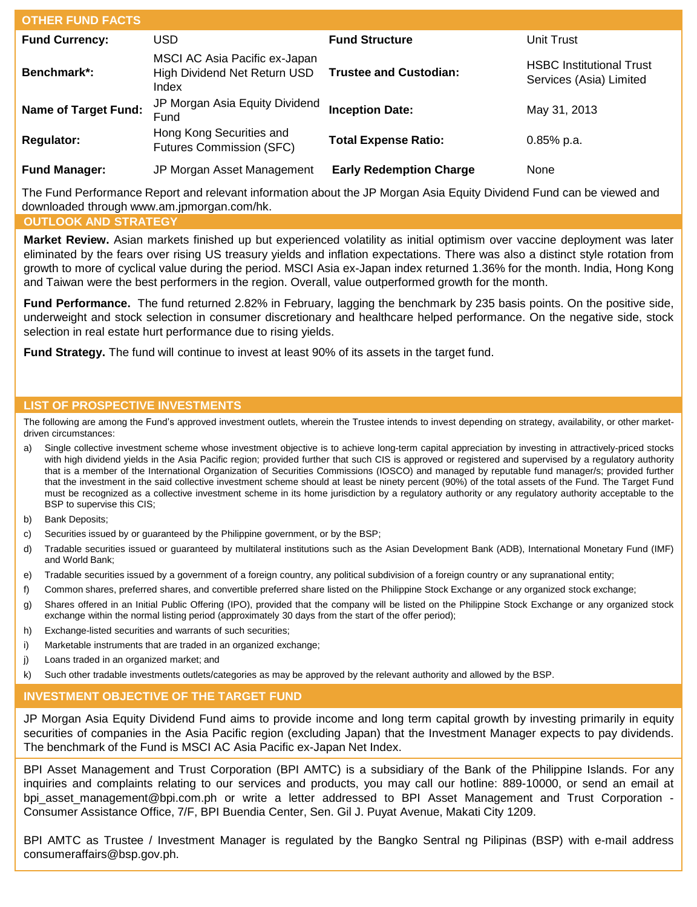## OTHER FUND FACTS

| | | | |
|---|---|---|---|
| **Fund Currency:** | USD | **Fund Structure** | Unit Trust |
| **Benchmark*:** | MSCI AC Asia Pacific ex-Japan High Dividend Net Return USD Index | **Trustee and Custodian:** | HSBC Institutional Trust Services (Asia) Limited |
| **Name of Target Fund:** | JP Morgan Asia Equity Dividend Fund | **Inception Date:** | May 31, 2013 |
| **Regulator:** | Hong Kong Securities and Futures Commission (SFC) | **Total Expense Ratio:** | 0.85% p.a. |
| **Fund Manager:** | JP Morgan Asset Management | **Early Redemption Charge** | None |

The Fund Performance Report and relevant information about the JP Morgan Asia Equity Dividend Fund can be viewed and downloaded through www.am.jpmorgan.com/hk.

## OUTLOOK AND STRATEGY

**Market Review.** Asian markets finished up but experienced volatility as initial optimism over vaccine deployment was later eliminated by the fears over rising US treasury yields and inflation expectations. There was also a distinct style rotation from growth to more of cyclical value during the period. MSCI Asia ex-Japan index returned 1.36% for the month. India, Hong Kong and Taiwan were the best performers in the region. Overall, value outperformed growth for the month.

**Fund Performance.** The fund returned 2.82% in February, lagging the benchmark by 235 basis points. On the positive side, underweight and stock selection in consumer discretionary and healthcare helped performance. On the negative side, stock selection in real estate hurt performance due to rising yields.

**Fund Strategy.** The fund will continue to invest at least 90% of its assets in the target fund.

## LIST OF PROSPECTIVE INVESTMENTS

The following are among the Fund's approved investment outlets, wherein the Trustee intends to invest depending on strategy, availability, or other market-driven circumstances:

a) Single collective investment scheme whose investment objective is to achieve long-term capital appreciation by investing in attractively-priced stocks with high dividend yields in the Asia Pacific region; provided further that such CIS is approved or registered and supervised by a regulatory authority that is a member of the International Organization of Securities Commissions (IOSCO) and managed by reputable fund manager/s; provided further that the investment in the said collective investment scheme should at least be ninety percent (90%) of the total assets of the Fund. The Target Fund must be recognized as a collective investment scheme in its home jurisdiction by a regulatory authority or any regulatory authority acceptable to the BSP to supervise this CIS;

b) Bank Deposits;

c) Securities issued by or guaranteed by the Philippine government, or by the BSP;

d) Tradable securities issued or guaranteed by multilateral institutions such as the Asian Development Bank (ADB), International Monetary Fund (IMF) and World Bank;

e) Tradable securities issued by a government of a foreign country, any political subdivision of a foreign country or any supranational entity;

f) Common shares, preferred shares, and convertible preferred share listed on the Philippine Stock Exchange or any organized stock exchange;

g) Shares offered in an Initial Public Offering (IPO), provided that the company will be listed on the Philippine Stock Exchange or any organized stock exchange within the normal listing period (approximately 30 days from the start of the offer period);

h) Exchange-listed securities and warrants of such securities;

i) Marketable instruments that are traded in an organized exchange;

j) Loans traded in an organized market; and

k) Such other tradable investments outlets/categories as may be approved by the relevant authority and allowed by the BSP.

## INVESTMENT OBJECTIVE OF THE TARGET FUND

JP Morgan Asia Equity Dividend Fund aims to provide income and long term capital growth by investing primarily in equity securities of companies in the Asia Pacific region (excluding Japan) that the Investment Manager expects to pay dividends. The benchmark of the Fund is MSCI AC Asia Pacific ex-Japan Net Index.

BPI Asset Management and Trust Corporation (BPI AMTC) is a subsidiary of the Bank of the Philippine Islands. For any inquiries and complaints relating to our services and products, you may call our hotline: 889-10000, or send an email at bpi_asset_management@bpi.com.ph or write a letter addressed to BPI Asset Management and Trust Corporation - Consumer Assistance Office, 7/F, BPI Buendia Center, Sen. Gil J. Puyat Avenue, Makati City 1209.

BPI AMTC as Trustee / Investment Manager is regulated by the Bangko Sentral ng Pilipinas (BSP) with e-mail address consumeraffairs@bsp.gov.ph.